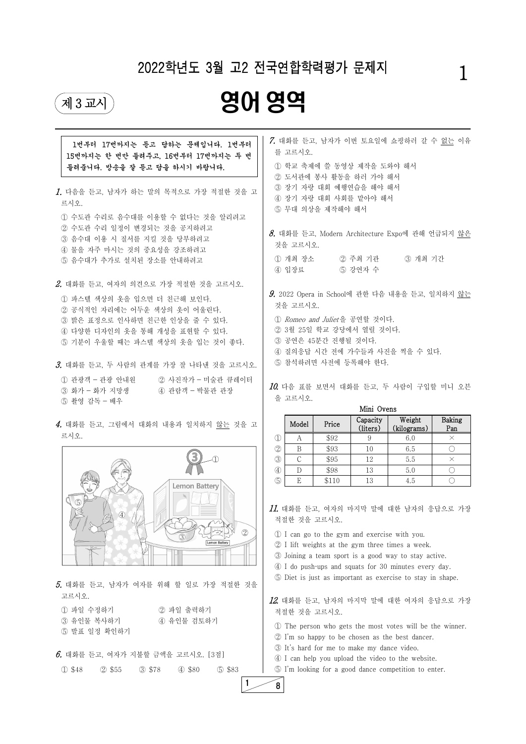# 2022학년도 3월 고2 전국연합학력평가 문제지

제 3 교시

# 영어 영역

**1번부터 17번까지는 듣고 답하는 문제입니다. 1번부터 15번까지는 한 번만 들려주고, 16번부터 17번까지는 두 번 들려줍니다. 방송을 잘 듣고 답을 하시기 바랍니다.**

**1.** 다음을 듣고, 남자가 하는 말의 목적으로 가장 적절한 것을 고르시오.

① 수도관 수리로 음수대를 이용할 수 없다는 것을 알리려고
② 수도관 수리 일정이 변경되는 것을 공지하려고
③ 음수대 이용 시 질서를 지킬 것을 당부하려고
④ 물을 자주 마시는 것의 중요성을 강조하려고
⑤ 음수대가 추가로 설치된 장소를 안내하려고

**2.** 대화를 듣고, 여자의 의견으로 가장 적절한 것을 고르시오.

① 파스텔 색상의 옷을 입으면 더 친근해 보인다.
② 공식적인 자리에는 어두운 색상의 옷이 어울린다.
③ 밝은 표정으로 인사하면 친근한 인상을 줄 수 있다.
④ 다양한 디자인의 옷을 통해 개성을 표현할 수 있다.
⑤ 기분이 우울할 때는 파스텔 색상의 옷을 입는 것이 좋다.

**3.** 대화를 듣고, 두 사람의 관계를 가장 잘 나타낸 것을 고르시오.

① 관광객 – 관광 안내원
② 사진작가 – 미술관 큐레이터
③ 화가 – 화가 지망생
④ 관람객 – 박물관 관장
⑤ 촬영 감독 – 배우

**4.** 대화를 듣고, 그림에서 대화의 내용과 일치하지 않는 것을 고르시오.

**5.** 대화를 듣고, 남자가 여자를 위해 할 일로 가장 적절한 것을 고르시오.

① 파일 수정하기
② 파일 출력하기
③ 유인물 복사하기
④ 유인물 검토하기
⑤ 발표 일정 확인하기

**6.** 대화를 듣고, 여자가 지불할 금액을 고르시오. [3점]

① $48 ② $55 ③ $78 ④ $80 ⑤ $83

**7.** 대화를 듣고, 남자가 이번 토요일에 쇼핑하러 갈 수 없는 이유를 고르시오.

① 학교 축제에 쓸 동영상 제작을 도와야 해서
② 도서관에 봉사 활동을 하러 가야 해서
③ 장기 자랑 대회 예행연습을 해야 해서
④ 장기 자랑 대회 사회를 맡아야 해서
⑤ 무대 의상을 제작해야 해서

**8.** 대화를 듣고, Modern Architecture Expo에 관해 언급되지 않은 것을 고르시오.

① 개최 장소
② 주최 기관
③ 개최 기간
④ 입장료
⑤ 강연자 수

**9.** 2022 Opera in School에 관한 다음 내용을 듣고, 일치하지 않는 것을 고르시오.

① *Romeo and Juliet*을 공연할 것이다.
② 3월 25일 학교 강당에서 열릴 것이다.
③ 공연은 45분간 진행될 것이다.
④ 질의응답 시간 전에 가수들과 사진을 찍을 수 있다.
⑤ 참석하려면 사전에 등록해야 한다.

**10.** 다음 표를 보면서 대화를 듣고, 두 사람이 구입할 미니 오븐을 고르시오.

Mini Ovens

| | Model | Price | Capacity (liters) | Weight (kilograms) | Baking Pan |
|---|---|---|---|---|---|
| ① | A | $92 | 9 | 6.0 | × |
| ② | B | $93 | 10 | 6.5 | ○ |
| ③ | C | $95 | 12 | 5.5 | × |
| ④ | D | $98 | 13 | 5.0 | ○ |
| ⑤ | E | $110 | 13 | 4.5 | ○ |

**11.** 대화를 듣고, 여자의 마지막 말에 대한 남자의 응답으로 가장 적절한 것을 고르시오.

① I can go to the gym and exercise with you.
② I lift weights at the gym three times a week.
③ Joining a team sport is a good way to stay active.
④ I do push-ups and squats for 30 minutes every day.
⑤ Diet is just as important as exercise to stay in shape.

**12.** 대화를 듣고, 남자의 마지막 말에 대한 여자의 응답으로 가장 적절한 것을 고르시오.

① The person who gets the most votes will be the winner.
② I'm so happy to be chosen as the best dancer.
③ It's hard for me to make my dance video.
④ I can help you upload the video to the website.
⑤ I'm looking for a good dance competition to enter.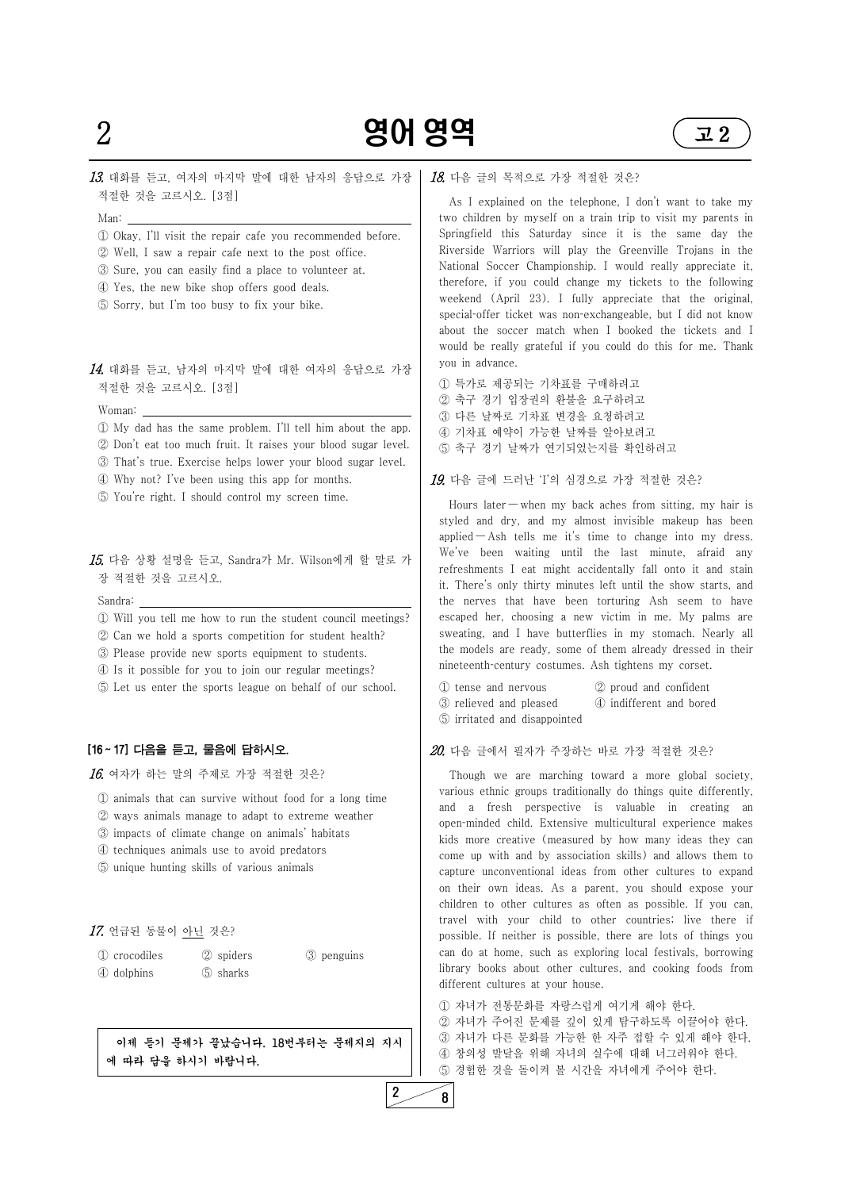**13.** 대화를 듣고, 여자의 마지막 말에 대한 남자의 응답으로 가장 적절한 것을 고르시오. [3점]

Man: ____________________

① Okay, I'll visit the repair cafe you recommended before.
② Well, I saw a repair cafe next to the post office.
③ Sure, you can easily find a place to volunteer at.
④ Yes, the new bike shop offers good deals.
⑤ Sorry, but I'm too busy to fix your bike.

**14.** 대화를 듣고, 남자의 마지막 말에 대한 여자의 응답으로 가장 적절한 것을 고르시오. [3점]

Woman: ____________________

① My dad has the same problem. I'll tell him about the app.
② Don't eat too much fruit. It raises your blood sugar level.
③ That's true. Exercise helps lower your blood sugar level.
④ Why not? I've been using this app for months.
⑤ You're right. I should control my screen time.

**15.** 다음 상황 설명을 듣고, Sandra가 Mr. Wilson에게 할 말로 가장 적절한 것을 고르시오.

Sandra: ____________________

① Will you tell me how to run the student council meetings?
② Can we hold a sports competition for student health?
③ Please provide new sports equipment to students.
④ Is it possible for you to join our regular meetings?
⑤ Let us enter the sports league on behalf of our school.

**[16 ~ 17] 다음을 듣고, 물음에 답하시오.**

**16.** 여자가 하는 말의 주제로 가장 적절한 것은?

① animals that can survive without food for a long time
② ways animals manage to adapt to extreme weather
③ impacts of climate change on animals' habitats
④ techniques animals use to avoid predators
⑤ unique hunting skills of various animals

**17.** 언급된 동물이 아닌 것은?

① crocodiles ② spiders ③ penguins
④ dolphins ⑤ sharks

**이제 듣기 문제가 끝났습니다. 18번부터는 문제지의 지시에 따라 답을 하시기 바랍니다.**

**18.** 다음 글의 목적으로 가장 적절한 것은?

As I explained on the telephone, I don't want to take my two children by myself on a train trip to visit my parents in Springfield this Saturday since it is the same day the Riverside Warriors will play the Greenville Trojans in the National Soccer Championship. I would really appreciate it, therefore, if you could change my tickets to the following weekend (April 23). I fully appreciate that the original, special-offer ticket was non-exchangeable, but I did not know about the soccer match when I booked the tickets and I would be really grateful if you could do this for me. Thank you in advance.

① 특가로 제공되는 기차표를 구매하려고
② 축구 경기 입장권의 환불을 요구하려고
③ 다른 날짜로 기차표 변경을 요청하려고
④ 기차표 예약이 가능한 날짜를 알아보려고
⑤ 축구 경기 날짜가 연기되었는지를 확인하려고

**19.** 다음 글에 드러난 'I'의 심경으로 가장 적절한 것은?

Hours later — when my back aches from sitting, my hair is styled and dry, and my almost invisible makeup has been applied — Ash tells me it's time to change into my dress. We've been waiting until the last minute, afraid any refreshments I eat might accidentally fall onto it and stain it. There's only thirty minutes left until the show starts, and the nerves that have been torturing Ash seem to have escaped her, choosing a new victim in me. My palms are sweating, and I have butterflies in my stomach. Nearly all the models are ready, some of them already dressed in their nineteenth-century costumes. Ash tightens my corset.

① tense and nervous ② proud and confident
③ relieved and pleased ④ indifferent and bored
⑤ irritated and disappointed

**20.** 다음 글에서 필자가 주장하는 바로 가장 적절한 것은?

Though we are marching toward a more global society, various ethnic groups traditionally do things quite differently, and a fresh perspective is valuable in creating an open-minded child. Extensive multicultural experience makes kids more creative (measured by how many ideas they can come up with and by association skills) and allows them to capture unconventional ideas from other cultures to expand on their own ideas. As a parent, you should expose your children to other cultures as often as possible. If you can, travel with your child to other countries; live there if possible. If neither is possible, there are lots of things you can do at home, such as exploring local festivals, borrowing library books about other cultures, and cooking foods from different cultures at your house.

① 자녀가 전통문화를 자랑스럽게 여기게 해야 한다.
② 자녀가 주어진 문제를 깊이 있게 탐구하도록 이끌어야 한다.
③ 자녀가 다른 문화를 가능한 한 자주 접할 수 있게 해야 한다.
④ 창의성 발달을 위해 자녀의 실수에 대해 너그러워야 한다.
⑤ 경험한 것을 돌이켜 볼 시간을 자녀에게 주어야 한다.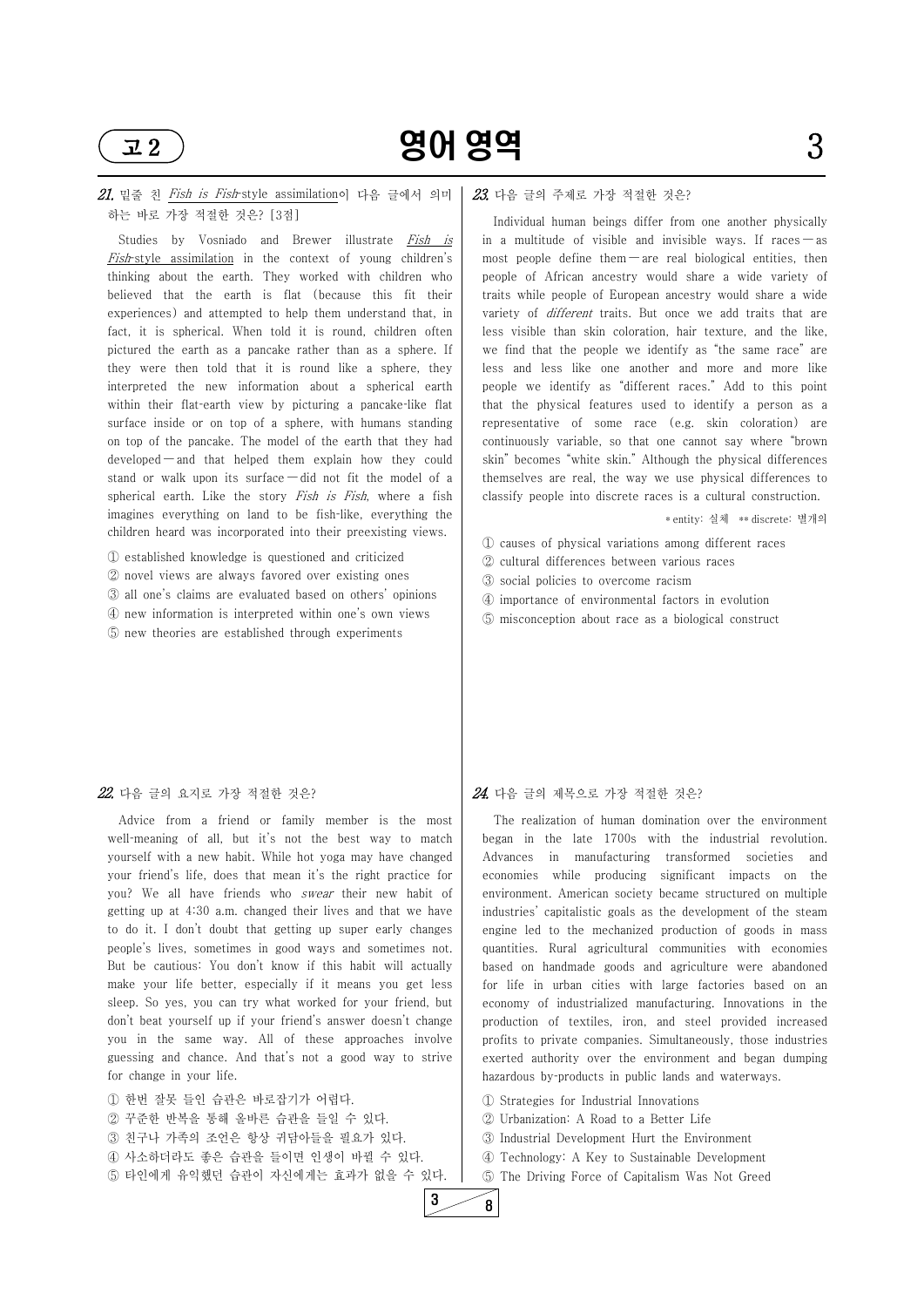**21.** 밑줄 친 *Fish is Fish*-style assimilation이 다음 글에서 의미하는 바로 가장 적절한 것은? [3점]

Studies by Vosniado and Brewer illustrate *Fish is Fish*-style assimilation in the context of young children's thinking about the earth. They worked with children who believed that the earth is flat (because this fit their experiences) and attempted to help them understand that, in fact, it is spherical. When told it is round, children often pictured the earth as a pancake rather than as a sphere. If they were then told that it is round like a sphere, they interpreted the new information about a spherical earth within their flat-earth view by picturing a pancake-like flat surface inside or on top of a sphere, with humans standing on top of the pancake. The model of the earth that they had developed — and that helped them explain how they could stand or walk upon its surface — did not fit the model of a spherical earth. Like the story *Fish is Fish*, where a fish imagines everything on land to be fish-like, everything the children heard was incorporated into their preexisting views.

① established knowledge is questioned and criticized
② novel views are always favored over existing ones
③ all one's claims are evaluated based on others' opinions
④ new information is interpreted within one's own views
⑤ new theories are established through experiments

**22.** 다음 글의 요지로 가장 적절한 것은?

Advice from a friend or family member is the most well-meaning of all, but it's not the best way to match yourself with a new habit. While hot yoga may have changed your friend's life, does that mean it's the right practice for you? We all have friends who *swear* their new habit of getting up at 4:30 a.m. changed their lives and that we have to do it. I don't doubt that getting up super early changes people's lives, sometimes in good ways and sometimes not. But be cautious: You don't know if this habit will actually make your life better, especially if it means you get less sleep. So yes, you can try what worked for your friend, but don't beat yourself up if your friend's answer doesn't change you in the same way. All of these approaches involve guessing and chance. And that's not a good way to strive for change in your life.

① 한번 잘못 들인 습관은 바로잡기가 어렵다.
② 꾸준한 반복을 통해 올바른 습관을 들일 수 있다.
③ 친구나 가족의 조언은 항상 귀담아들을 필요가 있다.
④ 사소하더라도 좋은 습관을 들이면 인생이 바뀔 수 있다.
⑤ 타인에게 유익했던 습관이 자신에게는 효과가 없을 수 있다.

**23.** 다음 글의 주제로 가장 적절한 것은?

Individual human beings differ from one another physically in a multitude of visible and invisible ways. If races — as most people define them — are real biological entities, then people of African ancestry would share a wide variety of traits while people of European ancestry would share a wide variety of *different* traits. But once we add traits that are less visible than skin coloration, hair texture, and the like, we find that the people we identify as "the same race" are less and less like one another and more and more like people we identify as "different races." Add to this point that the physical features used to identify a person as a representative of some race (e.g. skin coloration) are continuously variable, so that one cannot say where "brown skin" becomes "white skin." Although the physical differences themselves are real, the way we use physical differences to classify people into discrete races is a cultural construction.

\* entity: 실체 \*\* discrete: 별개의

① causes of physical variations among different races
② cultural differences between various races
③ social policies to overcome racism
④ importance of environmental factors in evolution
⑤ misconception about race as a biological construct

**24.** 다음 글의 제목으로 가장 적절한 것은?

The realization of human domination over the environment began in the late 1700s with the industrial revolution. Advances in manufacturing transformed societies and economies while producing significant impacts on the environment. American society became structured on multiple industries' capitalistic goals as the development of the steam engine led to the mechanized production of goods in mass quantities. Rural agricultural communities with economies based on handmade goods and agriculture were abandoned for life in urban cities with large factories based on an economy of industrialized manufacturing. Innovations in the production of textiles, iron, and steel provided increased profits to private companies. Simultaneously, those industries exerted authority over the environment and began dumping hazardous by-products in public lands and waterways.

① Strategies for Industrial Innovations
② Urbanization: A Road to a Better Life
③ Industrial Development Hurt the Environment
④ Technology: A Key to Sustainable Development
⑤ The Driving Force of Capitalism Was Not Greed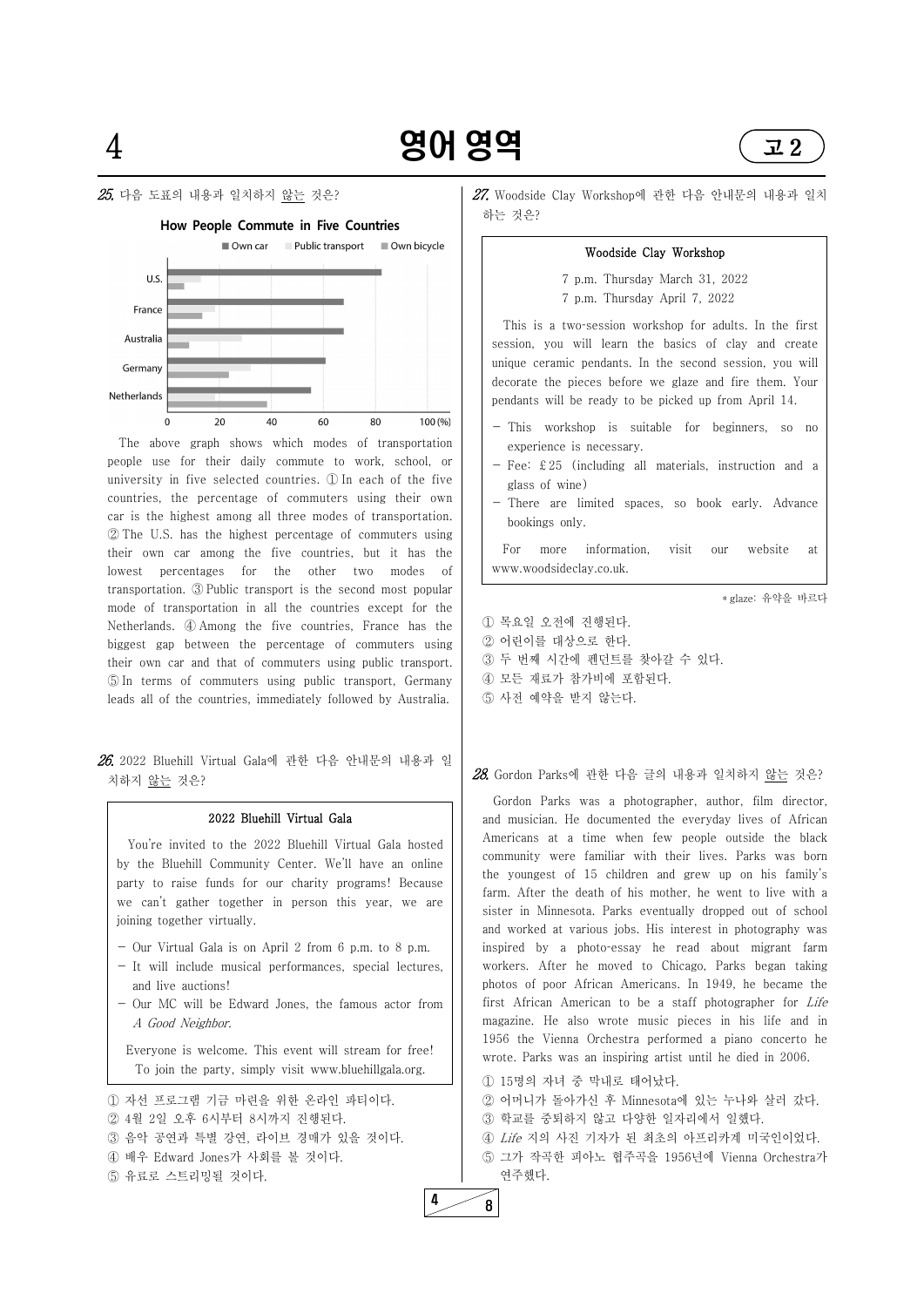**25.** 다음 도표의 내용과 일치하지 <u>않는</u> 것은?

**How People Commute in Five Countries**

■ Own car ■ Public transport ■ Own bicycle

U.S. / France / Australia / Germany / Netherlands

0 20 40 60 80 100 (%)

The above graph shows which modes of transportation people use for their daily commute to work, school, or university in five selected countries. ① In each of the five countries, the percentage of commuters using their own car is the highest among all three modes of transportation. ② The U.S. has the highest percentage of commuters using their own car among the five countries, but it has the lowest percentages for the other two modes of transportation. ③ Public transport is the second most popular mode of transportation in all the countries except for the Netherlands. ④ Among the five countries, France has the biggest gap between the percentage of commuters using their own car and that of commuters using public transport. ⑤ In terms of commuters using public transport, Germany leads all of the countries, immediately followed by Australia.

**26.** 2022 Bluehill Virtual Gala에 관한 다음 안내문의 내용과 일치하지 <u>않는</u> 것은?

> **2022 Bluehill Virtual Gala**
>
> You're invited to the 2022 Bluehill Virtual Gala hosted by the Bluehill Community Center. We'll have an online party to raise funds for our charity programs! Because we can't gather together in person this year, we are joining together virtually.
>
> - Our Virtual Gala is on April 2 from 6 p.m. to 8 p.m.
> - It will include musical performances, special lectures, and live auctions!
> - Our MC will be Edward Jones, the famous actor from *A Good Neighbor*.
>
> Everyone is welcome. This event will stream for free!
> To join the party, simply visit www.bluehillgala.org.

① 자선 프로그램 기금 마련을 위한 온라인 파티이다.
② 4월 2일 오후 6시부터 8시까지 진행된다.
③ 음악 공연과 특별 강연, 라이브 경매가 있을 것이다.
④ 배우 Edward Jones가 사회를 볼 것이다.
⑤ 유료로 스트리밍될 것이다.

**27.** Woodside Clay Workshop에 관한 다음 안내문의 내용과 일치하는 것은?

> **Woodside Clay Workshop**
>
> 7 p.m. Thursday March 31, 2022
> 7 p.m. Thursday April 7, 2022
>
> This is a two-session workshop for adults. In the first session, you will learn the basics of clay and create unique ceramic pendants. In the second session, you will decorate the pieces before we glaze and fire them. Your pendants will be ready to be picked up from April 14.
>
> - This workshop is suitable for beginners, so no experience is necessary.
> - Fee: £25 (including all materials, instruction and a glass of wine)
> - There are limited spaces, so book early. Advance bookings only.
>
> For more information, visit our website at www.woodsideclay.co.uk.

\* glaze: 유약을 바르다

① 목요일 오전에 진행된다.
② 어린이를 대상으로 한다.
③ 두 번째 시간에 펜던트를 찾아갈 수 있다.
④ 모든 재료가 참가비에 포함된다.
⑤ 사전 예약을 받지 않는다.

**28.** Gordon Parks에 관한 다음 글의 내용과 일치하지 <u>않는</u> 것은?

Gordon Parks was a photographer, author, film director, and musician. He documented the everyday lives of African Americans at a time when few people outside the black community were familiar with their lives. Parks was born the youngest of 15 children and grew up on his family's farm. After the death of his mother, he went to live with a sister in Minnesota. Parks eventually dropped out of school and worked at various jobs. His interest in photography was inspired by a photo-essay he read about migrant farm workers. After he moved to Chicago, Parks began taking photos of poor African Americans. In 1949, he became the first African American to be a staff photographer for *Life* magazine. He also wrote music pieces in his life and in 1956 the Vienna Orchestra performed a piano concerto he wrote. Parks was an inspiring artist until he died in 2006.

① 15명의 자녀 중 막내로 태어났다.
② 어머니가 돌아가신 후 Minnesota에 있는 누나와 살러 갔다.
③ 학교를 중퇴하지 않고 다양한 일자리에서 일했다.
④ *Life* 지의 사진 기자가 된 최초의 아프리카계 미국인이었다.
⑤ 그가 작곡한 피아노 협주곡을 1956년에 Vienna Orchestra가 연주했다.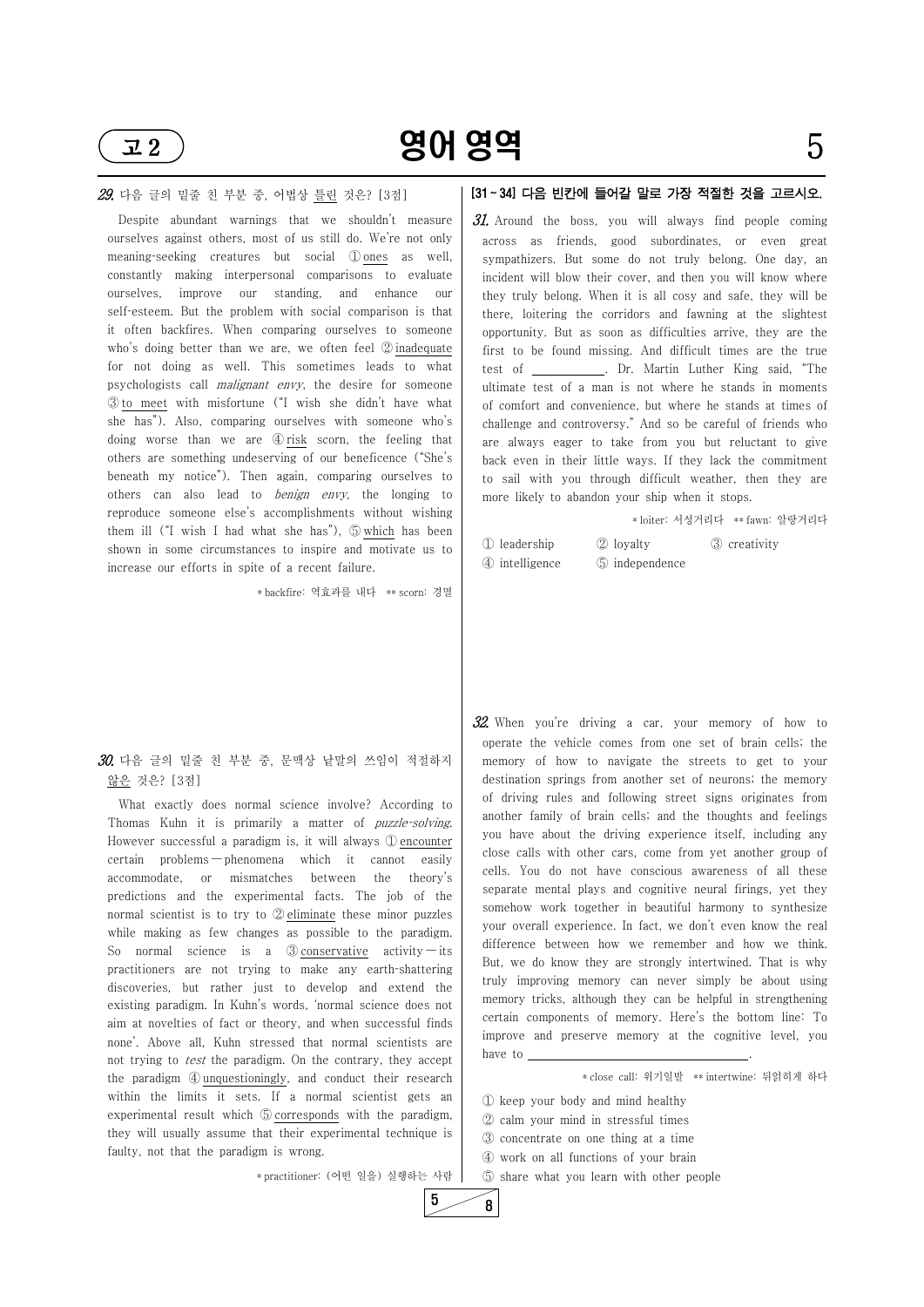**29.** 다음 글의 밑줄 친 부분 중, 어법상 <u>틀린</u> 것은? [3점]

Despite abundant warnings that we shouldn't measure ourselves against others, most of us still do. We're not only meaning-seeking creatures but social ① <u>ones</u> as well, constantly making interpersonal comparisons to evaluate ourselves, improve our standing, and enhance our self-esteem. But the problem with social comparison is that it often backfires. When comparing ourselves to someone who's doing better than we are, we often feel ② <u>inadequate</u> for not doing as well. This sometimes leads to what psychologists call *malignant envy*, the desire for someone ③ <u>to meet</u> with misfortune ("I wish she didn't have what she has"). Also, comparing ourselves with someone who's doing worse than we are ④ <u>risk</u> scorn, the feeling that others are something undeserving of our beneficence ("She's beneath my notice"). Then again, comparing ourselves to others can also lead to *benign envy*, the longing to reproduce someone else's accomplishments without wishing them ill ("I wish I had what she has"), ⑤ <u>which</u> has been shown in some circumstances to inspire and motivate us to increase our efforts in spite of a recent failure.

\* backfire: 역효과를 내다 \*\* scorn: 경멸

**30.** 다음 글의 밑줄 친 부분 중, 문맥상 낱말의 쓰임이 적절하지 <u>않은</u> 것은? [3점]

What exactly does normal science involve? According to Thomas Kuhn it is primarily a matter of *puzzle-solving*. However successful a paradigm is, it will always ① <u>encounter</u> certain problems — phenomena which it cannot easily accommodate, or mismatches between the theory's predictions and the experimental facts. The job of the normal scientist is to try to ② <u>eliminate</u> these minor puzzles while making as few changes as possible to the paradigm. So normal science is a ③ <u>conservative</u> activity — its practitioners are not trying to make any earth-shattering discoveries, but rather just to develop and extend the existing paradigm. In Kuhn's words, 'normal science does not aim at novelties of fact or theory, and when successful finds none'. Above all, Kuhn stressed that normal scientists are not trying to *test* the paradigm. On the contrary, they accept the paradigm ④ <u>unquestioningly</u>, and conduct their research within the limits it sets. If a normal scientist gets an experimental result which ⑤ <u>corresponds</u> with the paradigm, they will usually assume that their experimental technique is faulty, not that the paradigm is wrong.

\* practitioner: (어떤 일을) 실행하는 사람

**[31 ~ 34] 다음 빈칸에 들어갈 말로 가장 적절한 것을 고르시오.**

**31.** Around the boss, you will always find people coming across as friends, good subordinates, or even great sympathizers. But some do not truly belong. One day, an incident will blow their cover, and then you will know where they truly belong. When it is all cosy and safe, they will be there, loitering the corridors and fawning at the slightest opportunity. But as soon as difficulties arrive, they are the first to be found missing. And difficult times are the true test of \_\_\_\_\_\_\_\_\_\_. Dr. Martin Luther King said, "The ultimate test of a man is not where he stands in moments of comfort and convenience, but where he stands at times of challenge and controversy." And so be careful of friends who are always eager to take from you but reluctant to give back even in their little ways. If they lack the commitment to sail with you through difficult weather, then they are more likely to abandon your ship when it stops.

\* loiter: 서성거리다 \*\* fawn: 알랑거리다

① leadership ② loyalty ③ creativity
④ intelligence ⑤ independence

**32.** When you're driving a car, your memory of how to operate the vehicle comes from one set of brain cells; the memory of how to navigate the streets to get to your destination springs from another set of neurons; the memory of driving rules and following street signs originates from another family of brain cells; and the thoughts and feelings you have about the driving experience itself, including any close calls with other cars, come from yet another group of cells. You do not have conscious awareness of all these separate mental plays and cognitive neural firings, yet they somehow work together in beautiful harmony to synthesize your overall experience. In fact, we don't even know the real difference between how we remember and how we think. But, we do know they are strongly intertwined. That is why truly improving memory can never simply be about using memory tricks, although they can be helpful in strengthening certain components of memory. Here's the bottom line: To improve and preserve memory at the cognitive level, you have to \_\_\_\_\_\_\_\_\_\_\_\_\_\_\_\_\_\_\_\_.

\* close call: 위기일발 \*\* intertwine: 뒤얽히게 하다

① keep your body and mind healthy
② calm your mind in stressful times
③ concentrate on one thing at a time
④ work on all functions of your brain
⑤ share what you learn with other people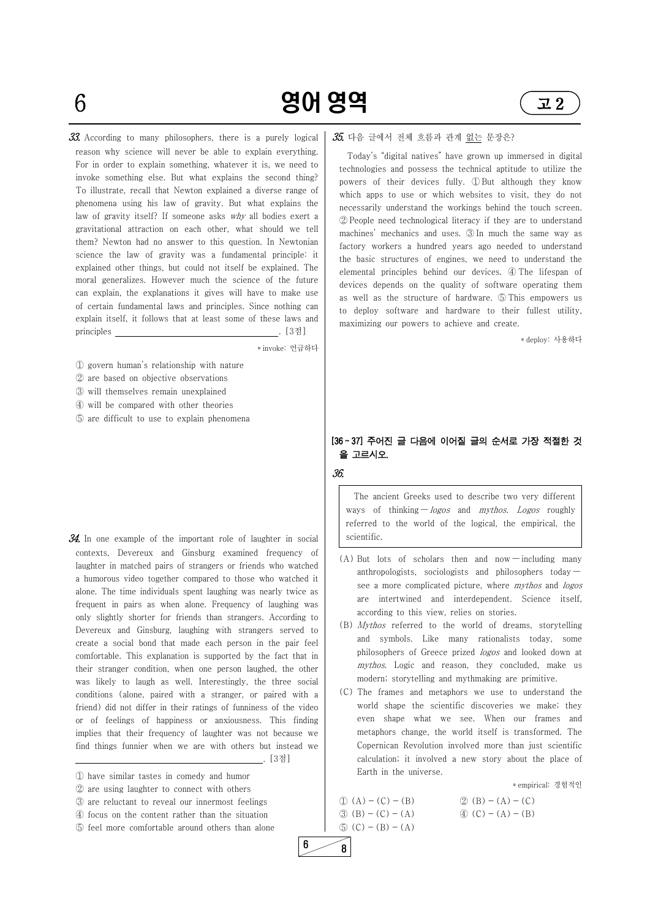**33.** According to many philosophers, there is a purely logical reason why science will never be able to explain everything. For in order to explain something, whatever it is, we need to invoke something else. But what explains the second thing? To illustrate, recall that Newton explained a diverse range of phenomena using his law of gravity. But what explains the law of gravity itself? If someone asks *why* all bodies exert a gravitational attraction on each other, what should we tell them? Newton had no answer to this question. In Newtonian science the law of gravity was a fundamental principle: it explained other things, but could not itself be explained. The moral generalizes. However much the science of the future can explain, the explanations it gives will have to make use of certain fundamental laws and principles. Since nothing can explain itself, it follows that at least some of these laws and principles \_\_\_\_\_\_\_\_\_\_\_\_\_\_\_\_\_\_\_\_. [3점]

\* invoke: 언급하다

① govern human's relationship with nature
② are based on objective observations
③ will themselves remain unexplained
④ will be compared with other theories
⑤ are difficult to use to explain phenomena

**34.** In one example of the important role of laughter in social contexts, Devereux and Ginsburg examined frequency of laughter in matched pairs of strangers or friends who watched a humorous video together compared to those who watched it alone. The time individuals spent laughing was nearly twice as frequent in pairs as when alone. Frequency of laughing was only slightly shorter for friends than strangers. According to Devereux and Ginsburg, laughing with strangers served to create a social bond that made each person in the pair feel comfortable. This explanation is supported by the fact that in their stranger condition, when one person laughed, the other was likely to laugh as well. Interestingly, the three social conditions (alone, paired with a stranger, or paired with a friend) did not differ in their ratings of funniness of the video or of feelings of happiness or anxiousness. This finding implies that their frequency of laughter was not because we find things funnier when we are with others but instead we \_\_\_\_\_\_\_\_\_\_\_\_\_\_\_\_\_\_\_\_. [3점]

① have similar tastes in comedy and humor
② are using laughter to connect with others
③ are reluctant to reveal our innermost feelings
④ focus on the content rather than the situation
⑤ feel more comfortable around others than alone

**35.** 다음 글에서 전체 흐름과 관계 없는 문장은?

Today's "digital natives" have grown up immersed in digital technologies and possess the technical aptitude to utilize the powers of their devices fully. ① But although they know which apps to use or which websites to visit, they do not necessarily understand the workings behind the touch screen. ② People need technological literacy if they are to understand machines' mechanics and uses. ③ In much the same way as factory workers a hundred years ago needed to understand the basic structures of engines, we need to understand the elemental principles behind our devices. ④ The lifespan of devices depends on the quality of software operating them as well as the structure of hardware. ⑤ This empowers us to deploy software and hardware to their fullest utility, maximizing our powers to achieve and create.

\* deploy: 사용하다

**[36~37] 주어진 글 다음에 이어질 글의 순서로 가장 적절한 것을 고르시오.**

**36.**

> The ancient Greeks used to describe two very different ways of thinking — *logos* and *mythos*. *Logos* roughly referred to the world of the logical, the empirical, the scientific.

(A) But lots of scholars then and now — including many anthropologists, sociologists and philosophers today — see a more complicated picture, where *mythos* and *logos* are intertwined and interdependent. Science itself, according to this view, relies on stories.

(B) *Mythos* referred to the world of dreams, storytelling and symbols. Like many rationalists today, some philosophers of Greece prized *logos* and looked down at *mythos*. Logic and reason, they concluded, make us modern; storytelling and mythmaking are primitive.

(C) The frames and metaphors we use to understand the world shape the scientific discoveries we make; they even shape what we see. When our frames and metaphors change, the world itself is transformed. The Copernican Revolution involved more than just scientific calculation; it involved a new story about the place of Earth in the universe.

\* empirical: 경험적인

① (A) − (C) − (B)
② (B) − (A) − (C)
③ (B) − (C) − (A)
④ (C) − (A) − (B)
⑤ (C) − (B) − (A)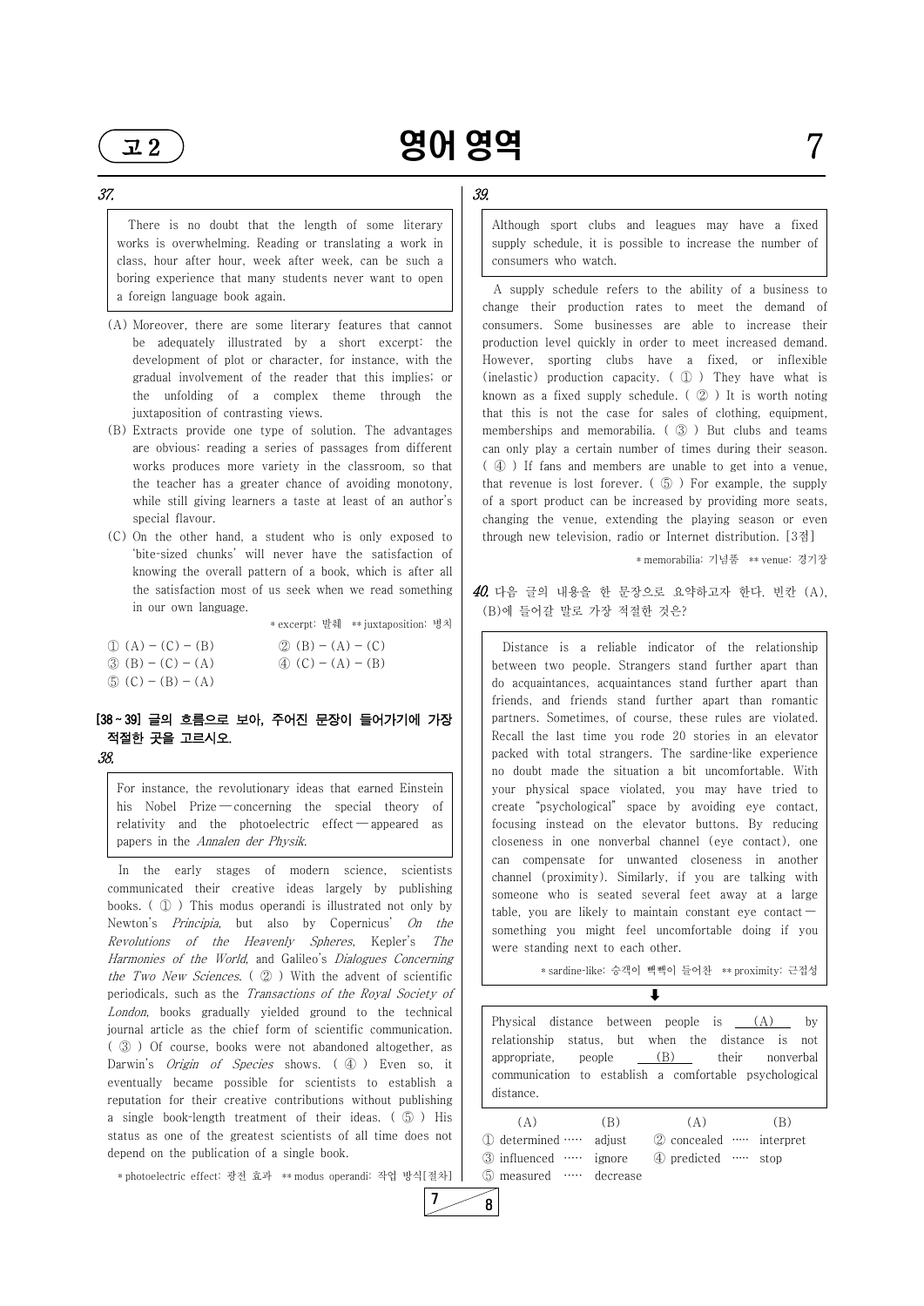### 37.

There is no doubt that the length of some literary works is overwhelming. Reading or translating a work in class, hour after hour, week after week, can be such a boring experience that many students never want to open a foreign language book again.

(A) Moreover, there are some literary features that cannot be adequately illustrated by a short excerpt: the development of plot or character, for instance, with the gradual involvement of the reader that this implies; or the unfolding of a complex theme through the juxtaposition of contrasting views.

(B) Extracts provide one type of solution. The advantages are obvious: reading a series of passages from different works produces more variety in the classroom, so that the teacher has a greater chance of avoiding monotony, while still giving learners a taste at least of an author's special flavour.

(C) On the other hand, a student who is only exposed to 'bite-sized chunks' will never have the satisfaction of knowing the overall pattern of a book, which is after all the satisfaction most of us seek when we read something in our own language.

\* excerpt: 발췌 \*\* juxtaposition: 병치

① (A) − (C) − (B)
② (B) − (A) − (C)
③ (B) − (C) − (A)
④ (C) − (A) − (B)
⑤ (C) − (B) − (A)

**[38～39] 글의 흐름으로 보아, 주어진 문장이 들어가기에 가장 적절한 곳을 고르시오.**

### 38.

For instance, the revolutionary ideas that earned Einstein his Nobel Prize — concerning the special theory of relativity and the photoelectric effect — appeared as papers in the *Annalen der Physik*.

In the early stages of modern science, scientists communicated their creative ideas largely by publishing books. ( ① ) This modus operandi is illustrated not only by Newton's *Principia*, but also by Copernicus' *On the Revolutions of the Heavenly Spheres*, Kepler's *The Harmonies of the World*, and Galileo's *Dialogues Concerning the Two New Sciences*. ( ② ) With the advent of scientific periodicals, such as the *Transactions of the Royal Society of London*, books gradually yielded ground to the technical journal article as the chief form of scientific communication. ( ③ ) Of course, books were not abandoned altogether, as Darwin's *Origin of Species* shows. ( ④ ) Even so, it eventually became possible for scientists to establish a reputation for their creative contributions without publishing a single book-length treatment of their ideas. ( ⑤ ) His status as one of the greatest scientists of all time does not depend on the publication of a single book.

\* photoelectric effect: 광전 효과 \*\* modus operandi: 작업 방식[절차]

### 39.

Although sport clubs and leagues may have a fixed supply schedule, it is possible to increase the number of consumers who watch.

A supply schedule refers to the ability of a business to change their production rates to meet the demand of consumers. Some businesses are able to increase their production level quickly in order to meet increased demand. However, sporting clubs have a fixed, or inflexible (inelastic) production capacity. ( ① ) They have what is known as a fixed supply schedule. ( ② ) It is worth noting that this is not the case for sales of clothing, equipment, memberships and memorabilia. ( ③ ) But clubs and teams can only play a certain number of times during their season. ( ④ ) If fans and members are unable to get into a venue, that revenue is lost forever. ( ⑤ ) For example, the supply of a sport product can be increased by providing more seats, changing the venue, extending the playing season or even through new television, radio or Internet distribution. [3점]

\* memorabilia: 기념품 \*\* venue: 경기장

### 40. 다음 글의 내용을 한 문장으로 요약하고자 한다. 빈칸 (A), (B)에 들어갈 말로 가장 적절한 것은?

Distance is a reliable indicator of the relationship between two people. Strangers stand further apart than do acquaintances, acquaintances stand further apart than friends, and friends stand further apart than romantic partners. Sometimes, of course, these rules are violated. Recall the last time you rode 20 stories in an elevator packed with total strangers. The sardine-like experience no doubt made the situation a bit uncomfortable. With your physical space violated, you may have tried to create "psychological" space by avoiding eye contact, focusing instead on the elevator buttons. By reducing closeness in one nonverbal channel (eye contact), one can compensate for unwanted closeness in another channel (proximity). Similarly, if you are talking with someone who is seated several feet away at a large table, you are likely to maintain constant eye contact — something you might feel uncomfortable doing if you were standing next to each other.

\* sardine-like: 승객이 빽빽이 들어찬 \*\* proximity: 근접성

⬇

Physical distance between people is ___(A)___ by relationship status, but when the distance is not appropriate, people ___(B)___ their nonverbal communication to establish a comfortable psychological distance.

| | (A) | | (B) |
|---|---|---|---|
| ① | determined | ····· | adjust |
| ② | concealed | ····· | interpret |
| ③ | influenced | ····· | ignore |
| ④ | predicted | ····· | stop |
| ⑤ | measured | ····· | decrease |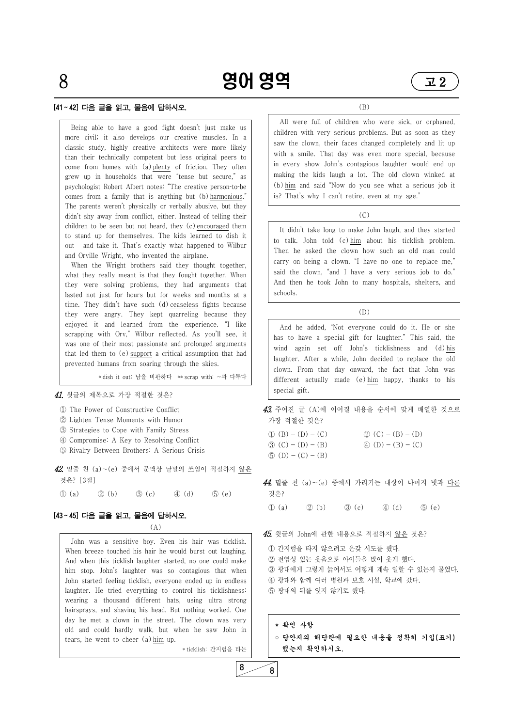**[41 ~ 42] 다음 글을 읽고, 물음에 답하시오.**

Being able to have a good fight doesn't just make us more civil; it also develops our creative muscles. In a classic study, highly creative architects were more likely than their technically competent but less original peers to come from homes with (a) <u>plenty</u> of friction. They often grew up in households that were "tense but secure," as psychologist Robert Albert notes: "The creative person-to-be comes from a family that is anything but (b) <u>harmonious</u>." The parents weren't physically or verbally abusive, but they didn't shy away from conflict, either. Instead of telling their children to be seen but not heard, they (c) <u>encouraged</u> them to stand up for themselves. The kids learned to dish it out — and take it. That's exactly what happened to Wilbur and Orville Wright, who invented the airplane.

When the Wright brothers said they thought together, what they really meant is that they fought together. When they were solving problems, they had arguments that lasted not just for hours but for weeks and months at a time. They didn't have such (d) <u>ceaseless</u> fights because they were angry. They kept quarreling because they enjoyed it and learned from the experience. "I like scrapping with Orv," Wilbur reflected. As you'll see, it was one of their most passionate and prolonged arguments that led them to (e) <u>support</u> a critical assumption that had prevented humans from soaring through the skies.

\* dish it out: 남을 비판하다 \*\* scrap with: ~과 다투다

**41.** 윗글의 제목으로 가장 적절한 것은?

① The Power of Constructive Conflict
② Lighten Tense Moments with Humor
③ Strategies to Cope with Family Stress
④ Compromise: A Key to Resolving Conflict
⑤ Rivalry Between Brothers: A Serious Crisis

**42.** 밑줄 친 (a)~(e) 중에서 문맥상 낱말의 쓰임이 적절하지 <u>않은</u> 것은? [3점]

① (a) ② (b) ③ (c) ④ (d) ⑤ (e)

**[43 ~ 45] 다음 글을 읽고, 물음에 답하시오.**

(A)

John was a sensitive boy. Even his hair was ticklish. When breeze touched his hair he would burst out laughing. And when this ticklish laughter started, no one could make him stop. John's laughter was so contagious that when John started feeling ticklish, everyone ended up in endless laughter. He tried everything to control his ticklishness: wearing a thousand different hats, using ultra strong hairsprays, and shaving his head. But nothing worked. One day he met a clown in the street. The clown was very old and could hardly walk, but when he saw John in tears, he went to cheer (a) <u>him</u> up.

\* ticklish: 간지럼을 타는

(B)

All were full of children who were sick, or orphaned, children with very serious problems. But as soon as they saw the clown, their faces changed completely and lit up with a smile. That day was even more special, because in every show John's contagious laughter would end up making the kids laugh a lot. The old clown winked at (b) <u>him</u> and said "Now do you see what a serious job it is? That's why I can't retire, even at my age."

(C)

It didn't take long to make John laugh, and they started to talk. John told (c) <u>him</u> about his ticklish problem. Then he asked the clown how such an old man could carry on being a clown. "I have no one to replace me," said the clown, "and I have a very serious job to do." And then he took John to many hospitals, shelters, and schools.

(D)

And he added, "Not everyone could do it. He or she has to have a special gift for laughter." This said, the wind again set off John's ticklishness and (d) <u>his</u> laughter. After a while, John decided to replace the old clown. From that day onward, the fact that John was different actually made (e) <u>him</u> happy, thanks to his special gift.

**43.** 주어진 글 (A)에 이어질 내용을 순서에 맞게 배열한 것으로 가장 적절한 것은?

① (B) − (D) − (C)
② (C) − (B) − (D)
③ (C) − (D) − (B)
④ (D) − (B) − (C)
⑤ (D) − (C) − (B)

**44.** 밑줄 친 (a)~(e) 중에서 가리키는 대상이 나머지 넷과 <u>다른</u> 것은?

① (a) ② (b) ③ (c) ④ (d) ⑤ (e)

**45.** 윗글의 John에 관한 내용으로 적절하지 <u>않은</u> 것은?

① 간지럼을 타지 않으려고 온갖 시도를 했다.
② 전염성 있는 웃음으로 아이들을 많이 웃게 했다.
③ 광대에게 그렇게 늙어서도 어떻게 계속 일할 수 있는지 물었다.
④ 광대와 함께 여러 병원과 보호 시설, 학교에 갔다.
⑤ 광대의 뒤를 잇지 않기로 했다.

**\* 확인 사항**

**○ 답안지의 해당란에 필요한 내용을 정확히 기입(표기) 했는지 확인하시오.**